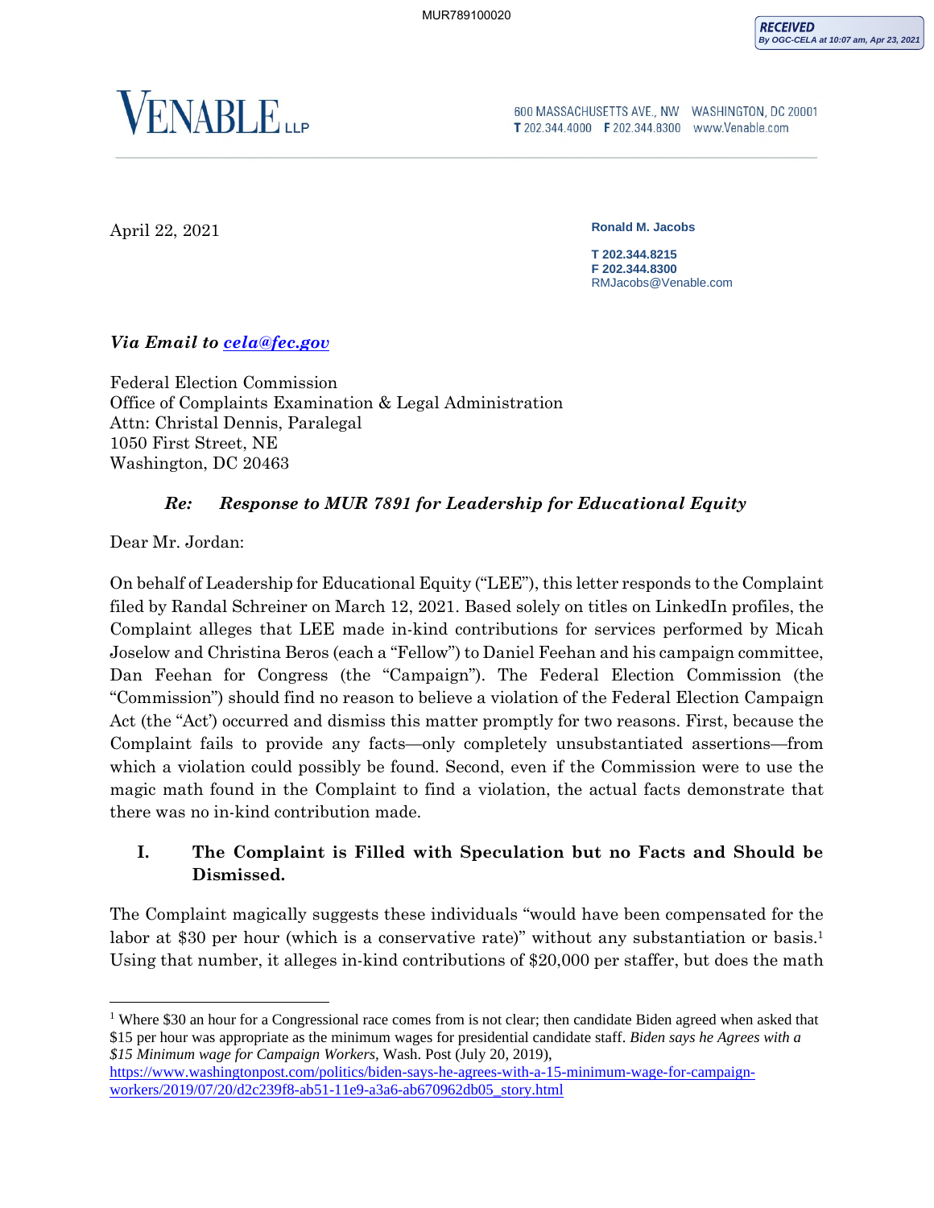**VENABLE** LLP

600 MASSACHUSETTS AVE., NW WASHINGTON, DC 20001
T 202.344.4000 F 202.344.8300 www.Venable.com

April 22, 2021

**Ronald M. Jacobs**

**T 202.344.8215**
**F 202.344.8300**
RMJacobs@Venable.com

***Via Email to [cela@fec.gov](mailto:cela@fec.gov)***

Federal Election Commission
Office of Complaints Examination & Legal Administration
Attn: Christal Dennis, Paralegal
1050 First Street, NE
Washington, DC 20463

***Re: Response to MUR 7891 for Leadership for Educational Equity***

Dear Mr. Jordan:

On behalf of Leadership for Educational Equity ("LEE"), this letter responds to the Complaint filed by Randal Schreiner on March 12, 2021. Based solely on titles on LinkedIn profiles, the Complaint alleges that LEE made in-kind contributions for services performed by Micah Joselow and Christina Beros (each a "Fellow") to Daniel Feehan and his campaign committee, Dan Feehan for Congress (the "Campaign"). The Federal Election Commission (the "Commission") should find no reason to believe a violation of the Federal Election Campaign Act (the "Act') occurred and dismiss this matter promptly for two reasons. First, because the Complaint fails to provide any facts—only completely unsubstantiated assertions—from which a violation could possibly be found. Second, even if the Commission were to use the magic math found in the Complaint to find a violation, the actual facts demonstrate that there was no in-kind contribution made.

## I. The Complaint is Filled with Speculation but no Facts and Should be Dismissed.

The Complaint magically suggests these individuals "would have been compensated for the labor at \$30 per hour (which is a conservative rate)" without any substantiation or basis.[1] Using that number, it alleges in-kind contributions of \$20,000 per staffer, but does the math

---

[1] Where \$30 an hour for a Congressional race comes from is not clear; then candidate Biden agreed when asked that \$15 per hour was appropriate as the minimum wages for presidential candidate staff. *Biden says he Agrees with a \$15 Minimum wage for Campaign Workers,* Wash. Post (July 20, 2019), https://www.washingtonpost.com/politics/biden-says-he-agrees-with-a-15-minimum-wage-for-campaign-workers/2019/07/20/d2c239f8-ab51-11e9-a3a6-ab670962db05_story.html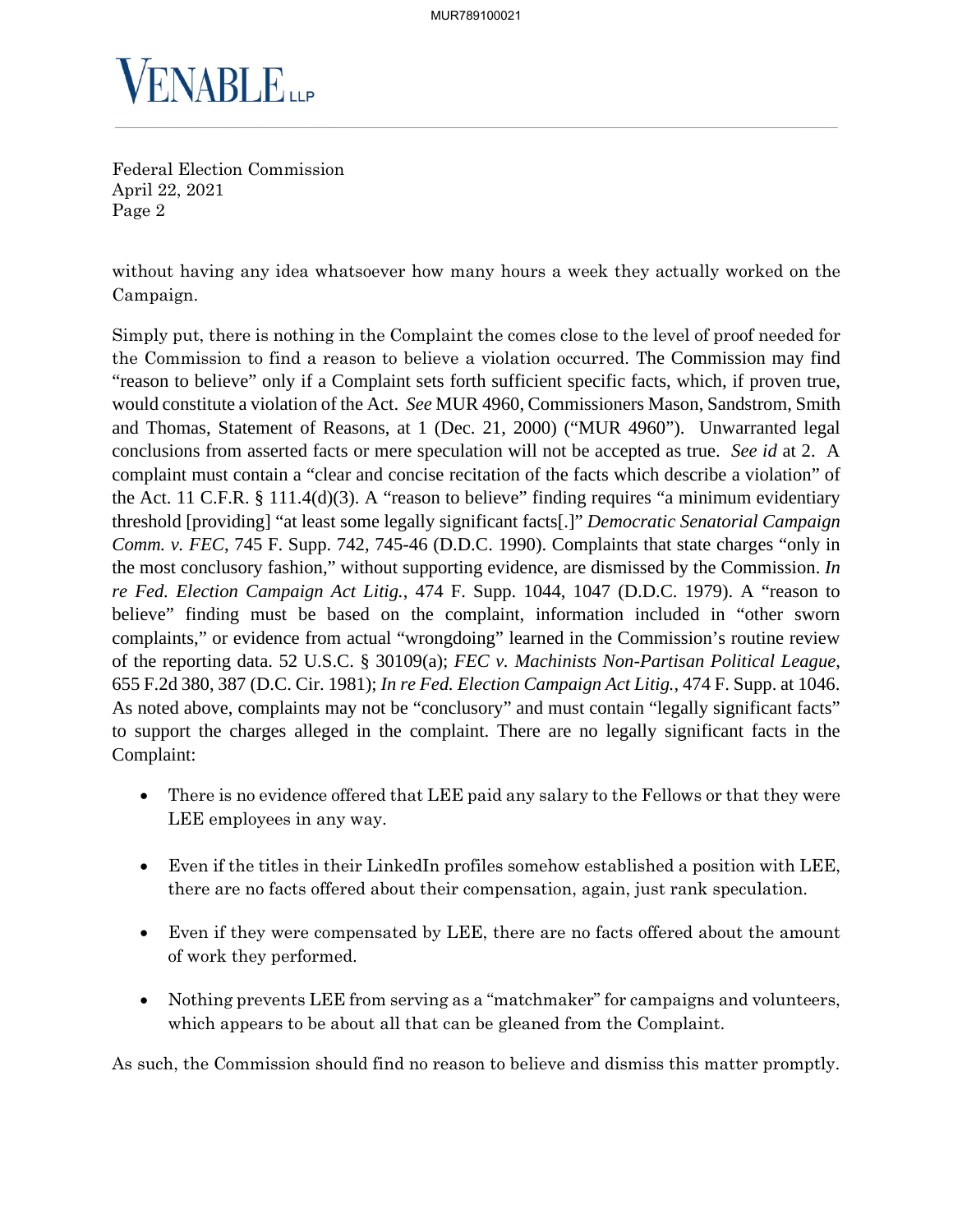without having any idea whatsoever how many hours a week they actually worked on the Campaign.

Simply put, there is nothing in the Complaint the comes close to the level of proof needed for the Commission to find a reason to believe a violation occurred. The Commission may find "reason to believe" only if a Complaint sets forth sufficient specific facts, which, if proven true, would constitute a violation of the Act. *See* MUR 4960, Commissioners Mason, Sandstrom, Smith and Thomas, Statement of Reasons, at 1 (Dec. 21, 2000) ("MUR 4960"). Unwarranted legal conclusions from asserted facts or mere speculation will not be accepted as true. *See id* at 2. A complaint must contain a "clear and concise recitation of the facts which describe a violation" of the Act. 11 C.F.R. § 111.4(d)(3). A "reason to believe" finding requires "a minimum evidentiary threshold [providing] "at least some legally significant facts[.]" *Democratic Senatorial Campaign Comm. v. FEC*, 745 F. Supp. 742, 745-46 (D.D.C. 1990). Complaints that state charges "only in the most conclusory fashion," without supporting evidence, are dismissed by the Commission. *In re Fed. Election Campaign Act Litig.*, 474 F. Supp. 1044, 1047 (D.D.C. 1979). A "reason to believe" finding must be based on the complaint, information included in "other sworn complaints," or evidence from actual "wrongdoing" learned in the Commission's routine review of the reporting data. 52 U.S.C. § 30109(a); *FEC v. Machinists Non-Partisan Political League*, 655 F.2d 380, 387 (D.C. Cir. 1981); *In re Fed. Election Campaign Act Litig.*, 474 F. Supp. at 1046. As noted above, complaints may not be "conclusory" and must contain "legally significant facts" to support the charges alleged in the complaint. There are no legally significant facts in the Complaint:

- There is no evidence offered that LEE paid any salary to the Fellows or that they were LEE employees in any way.
- Even if the titles in their LinkedIn profiles somehow established a position with LEE, there are no facts offered about their compensation, again, just rank speculation.
- Even if they were compensated by LEE, there are no facts offered about the amount of work they performed.
- Nothing prevents LEE from serving as a "matchmaker" for campaigns and volunteers, which appears to be about all that can be gleaned from the Complaint.

As such, the Commission should find no reason to believe and dismiss this matter promptly.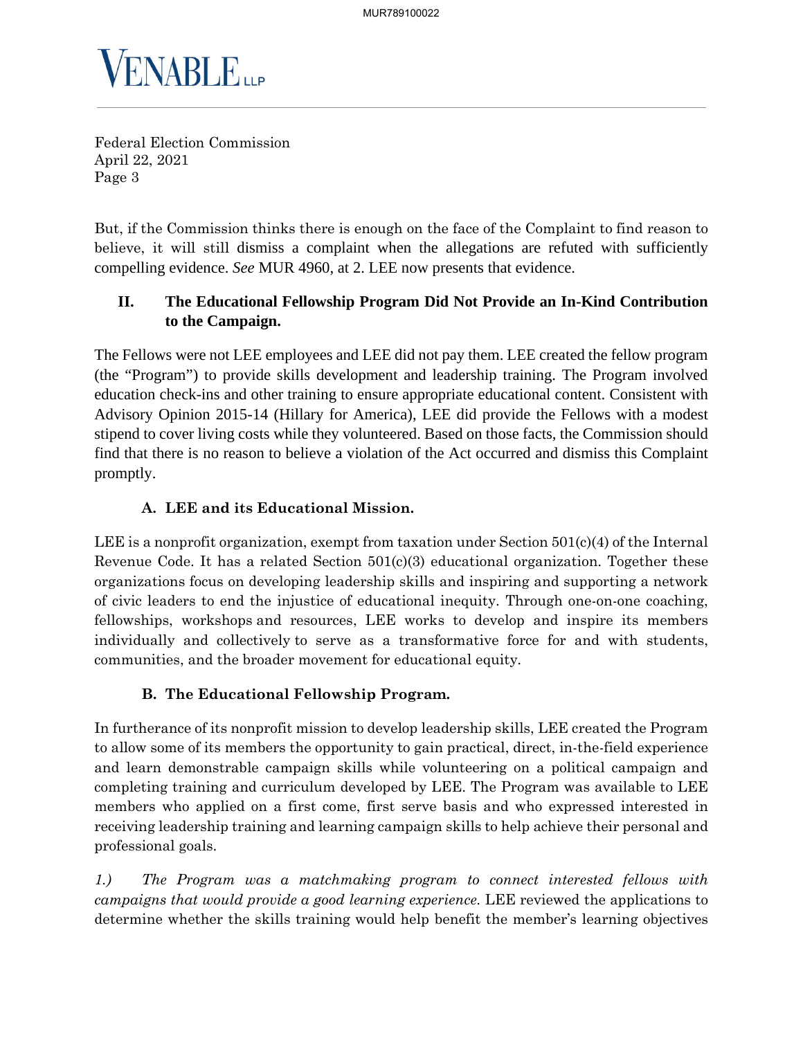But, if the Commission thinks there is enough on the face of the Complaint to find reason to believe, it will still dismiss a complaint when the allegations are refuted with sufficiently compelling evidence. *See* MUR 4960, at 2. LEE now presents that evidence.

## II. The Educational Fellowship Program Did Not Provide an In-Kind Contribution to the Campaign.

The Fellows were not LEE employees and LEE did not pay them. LEE created the fellow program (the "Program") to provide skills development and leadership training. The Program involved education check-ins and other training to ensure appropriate educational content. Consistent with Advisory Opinion 2015-14 (Hillary for America), LEE did provide the Fellows with a modest stipend to cover living costs while they volunteered. Based on those facts, the Commission should find that there is no reason to believe a violation of the Act occurred and dismiss this Complaint promptly.

### A. LEE and its Educational Mission.

LEE is a nonprofit organization, exempt from taxation under Section 501(c)(4) of the Internal Revenue Code. It has a related Section 501(c)(3) educational organization. Together these organizations focus on developing leadership skills and inspiring and supporting a network of civic leaders to end the injustice of educational inequity. Through one-on-one coaching, fellowships, workshops and resources, LEE works to develop and inspire its members individually and collectively to serve as a transformative force for and with students, communities, and the broader movement for educational equity.

### B. The Educational Fellowship Program.

In furtherance of its nonprofit mission to develop leadership skills, LEE created the Program to allow some of its members the opportunity to gain practical, direct, in-the-field experience and learn demonstrable campaign skills while volunteering on a political campaign and completing training and curriculum developed by LEE. The Program was available to LEE members who applied on a first come, first serve basis and who expressed interested in receiving leadership training and learning campaign skills to help achieve their personal and professional goals.

*1.) The Program was a matchmaking program to connect interested fellows with campaigns that would provide a good learning experience.* LEE reviewed the applications to determine whether the skills training would help benefit the member's learning objectives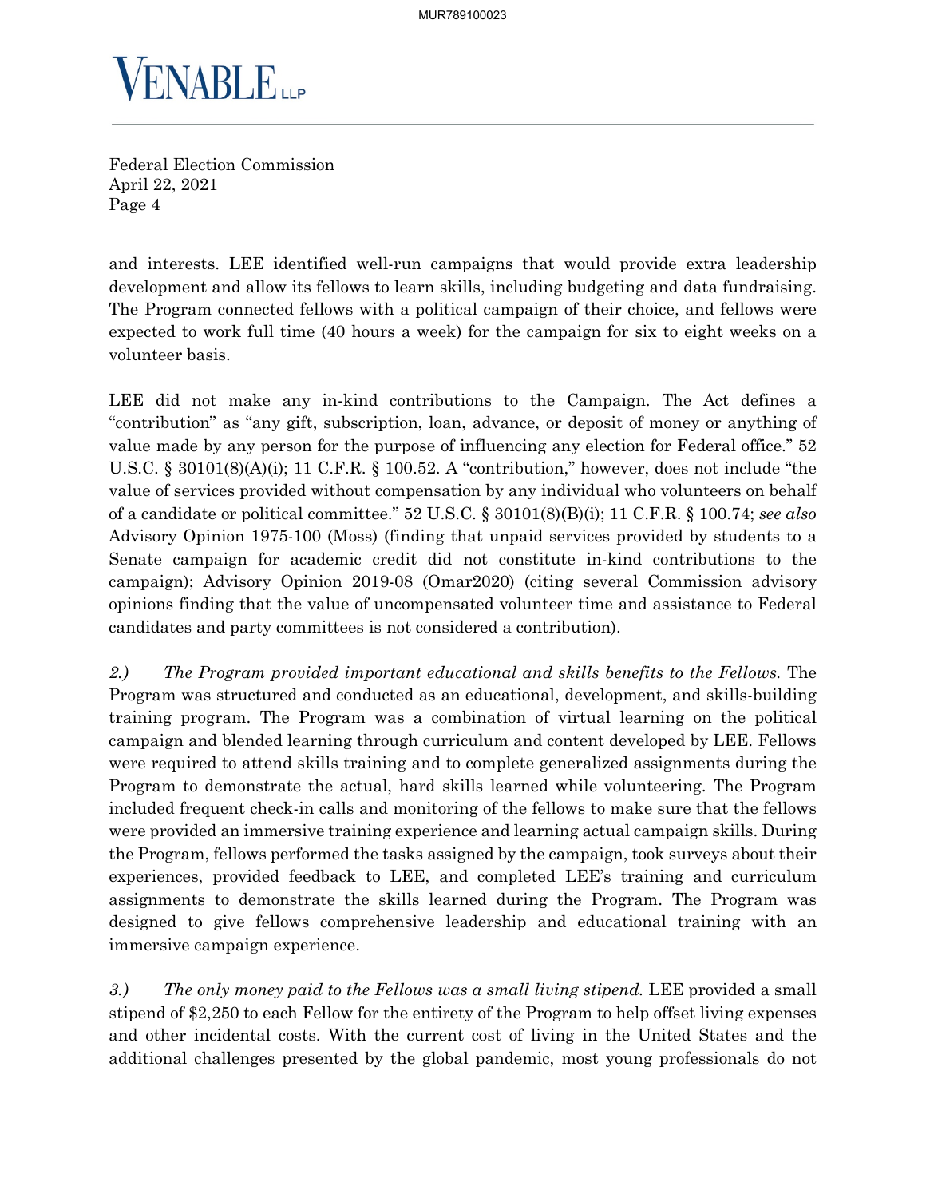and interests. LEE identified well-run campaigns that would provide extra leadership development and allow its fellows to learn skills, including budgeting and data fundraising. The Program connected fellows with a political campaign of their choice, and fellows were expected to work full time (40 hours a week) for the campaign for six to eight weeks on a volunteer basis.

LEE did not make any in-kind contributions to the Campaign. The Act defines a "contribution" as "any gift, subscription, loan, advance, or deposit of money or anything of value made by any person for the purpose of influencing any election for Federal office." 52 U.S.C. § 30101(8)(A)(i); 11 C.F.R. § 100.52. A "contribution," however, does not include "the value of services provided without compensation by any individual who volunteers on behalf of a candidate or political committee." 52 U.S.C. § 30101(8)(B)(i); 11 C.F.R. § 100.74; *see also* Advisory Opinion 1975-100 (Moss) (finding that unpaid services provided by students to a Senate campaign for academic credit did not constitute in-kind contributions to the campaign); Advisory Opinion 2019-08 (Omar2020) (citing several Commission advisory opinions finding that the value of uncompensated volunteer time and assistance to Federal candidates and party committees is not considered a contribution).

*2.) The Program provided important educational and skills benefits to the Fellows.* The Program was structured and conducted as an educational, development, and skills-building training program. The Program was a combination of virtual learning on the political campaign and blended learning through curriculum and content developed by LEE. Fellows were required to attend skills training and to complete generalized assignments during the Program to demonstrate the actual, hard skills learned while volunteering. The Program included frequent check-in calls and monitoring of the fellows to make sure that the fellows were provided an immersive training experience and learning actual campaign skills. During the Program, fellows performed the tasks assigned by the campaign, took surveys about their experiences, provided feedback to LEE, and completed LEE's training and curriculum assignments to demonstrate the skills learned during the Program. The Program was designed to give fellows comprehensive leadership and educational training with an immersive campaign experience.

*3.) The only money paid to the Fellows was a small living stipend.* LEE provided a small stipend of $2,250 to each Fellow for the entirety of the Program to help offset living expenses and other incidental costs. With the current cost of living in the United States and the additional challenges presented by the global pandemic, most young professionals do not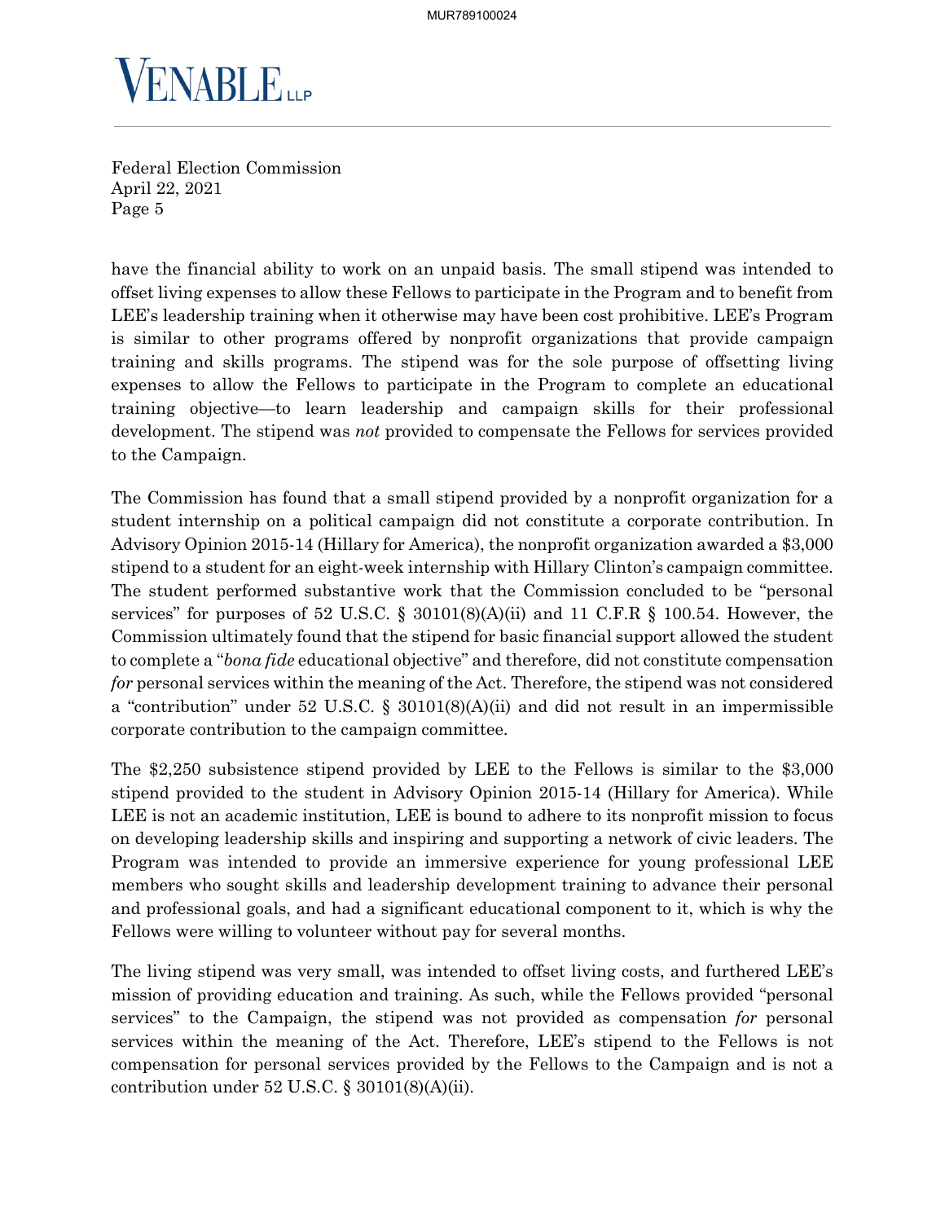have the financial ability to work on an unpaid basis. The small stipend was intended to offset living expenses to allow these Fellows to participate in the Program and to benefit from LEE's leadership training when it otherwise may have been cost prohibitive. LEE's Program is similar to other programs offered by nonprofit organizations that provide campaign training and skills programs. The stipend was for the sole purpose of offsetting living expenses to allow the Fellows to participate in the Program to complete an educational training objective—to learn leadership and campaign skills for their professional development. The stipend was *not* provided to compensate the Fellows for services provided to the Campaign.

The Commission has found that a small stipend provided by a nonprofit organization for a student internship on a political campaign did not constitute a corporate contribution. In Advisory Opinion 2015-14 (Hillary for America), the nonprofit organization awarded a $3,000 stipend to a student for an eight-week internship with Hillary Clinton's campaign committee. The student performed substantive work that the Commission concluded to be "personal services" for purposes of 52 U.S.C. § 30101(8)(A)(ii) and 11 C.F.R § 100.54. However, the Commission ultimately found that the stipend for basic financial support allowed the student to complete a "*bona fide* educational objective" and therefore, did not constitute compensation *for* personal services within the meaning of the Act. Therefore, the stipend was not considered a "contribution" under 52 U.S.C. § 30101(8)(A)(ii) and did not result in an impermissible corporate contribution to the campaign committee.

The $2,250 subsistence stipend provided by LEE to the Fellows is similar to the $3,000 stipend provided to the student in Advisory Opinion 2015-14 (Hillary for America). While LEE is not an academic institution, LEE is bound to adhere to its nonprofit mission to focus on developing leadership skills and inspiring and supporting a network of civic leaders. The Program was intended to provide an immersive experience for young professional LEE members who sought skills and leadership development training to advance their personal and professional goals, and had a significant educational component to it, which is why the Fellows were willing to volunteer without pay for several months.

The living stipend was very small, was intended to offset living costs, and furthered LEE's mission of providing education and training. As such, while the Fellows provided "personal services" to the Campaign, the stipend was not provided as compensation *for* personal services within the meaning of the Act. Therefore, LEE's stipend to the Fellows is not compensation for personal services provided by the Fellows to the Campaign and is not a contribution under 52 U.S.C. § 30101(8)(A)(ii).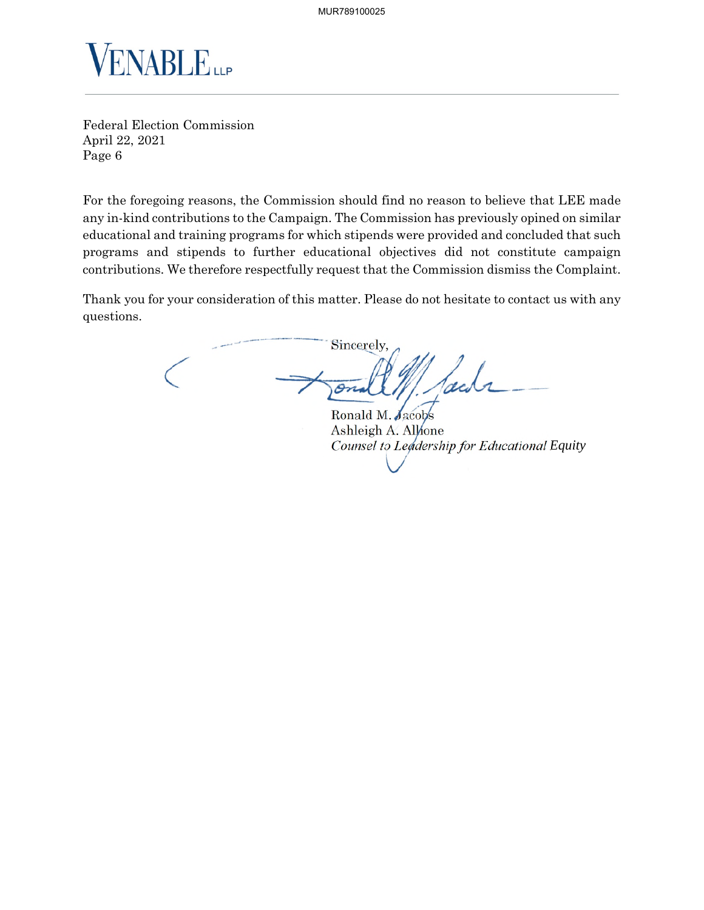Federal Election Commission
April 22, 2021

For the foregoing reasons, the Commission should find no reason to believe that LEE made any in-kind contributions to the Campaign. The Commission has previously opined on similar educational and training programs for which stipends were provided and concluded that such programs and stipends to further educational objectives did not constitute campaign contributions. We therefore respectfully request that the Commission dismiss the Complaint.

Thank you for your consideration of this matter. Please do not hesitate to contact us with any questions.

Sincerely,

Ronald M. Jacobs
Ashleigh A. Allione
*Counsel to Leadership for Educational Equity*